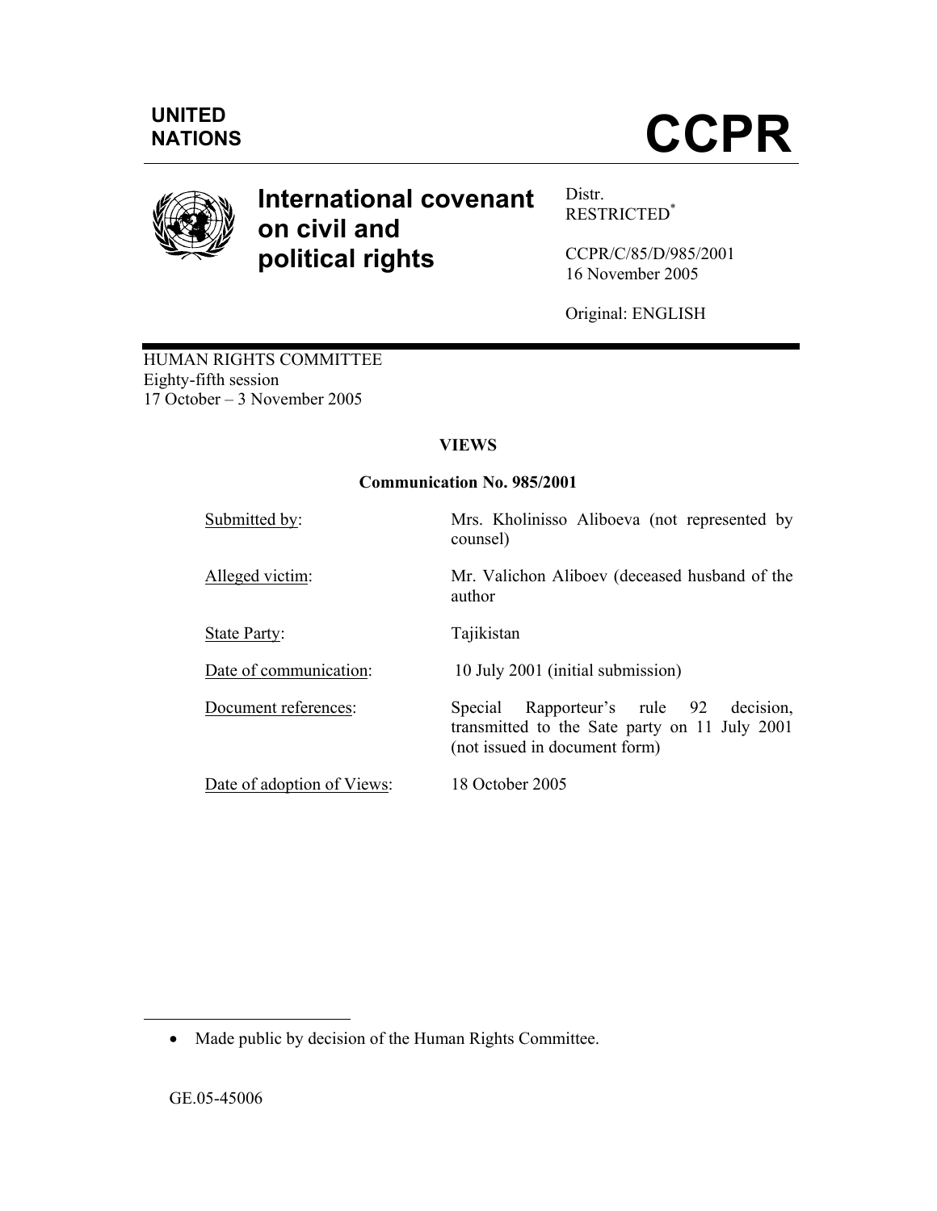UNITED NATIONS

# CCPR

## International covenant on civil and political rights

Distr.
RESTRICTED[*]

CCPR/C/85/D/985/2001
16 November 2005

Original: ENGLISH

HUMAN RIGHTS COMMITTEE
Eighty-fifth session
17 October – 3 November 2005

**VIEWS**

**Communication No. 985/2001**

| | |
|---|---|
| Submitted by: | Mrs. Kholinisso Aliboeva (not represented by counsel) |
| Alleged victim: | Mr. Valichon Aliboev (deceased husband of the author |
| State Party: | Tajikistan |
| Date of communication: | 10 July 2001 (initial submission) |
| Document references: | Special Rapporteur's rule 92 decision, transmitted to the Sate party on 11 July 2001 (not issued in document form) |
| Date of adoption of Views: | 18 October 2005 |

- Made public by decision of the Human Rights Committee.

GE.05-45006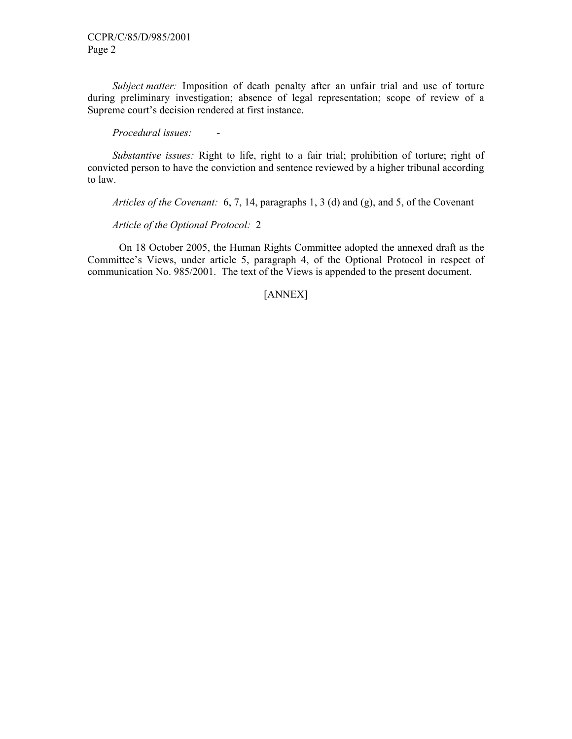*Subject matter:* Imposition of death penalty after an unfair trial and use of torture during preliminary investigation; absence of legal representation; scope of review of a Supreme court's decision rendered at first instance.

*Procedural issues:* -

*Substantive issues:* Right to life, right to a fair trial; prohibition of torture; right of convicted person to have the conviction and sentence reviewed by a higher tribunal according to law.

*Articles of the Covenant:* 6, 7, 14, paragraphs 1, 3 (d) and (g), and 5, of the Covenant

*Article of the Optional Protocol:* 2

On 18 October 2005, the Human Rights Committee adopted the annexed draft as the Committee's Views, under article 5, paragraph 4, of the Optional Protocol in respect of communication No. 985/2001. The text of the Views is appended to the present document.

[ANNEX]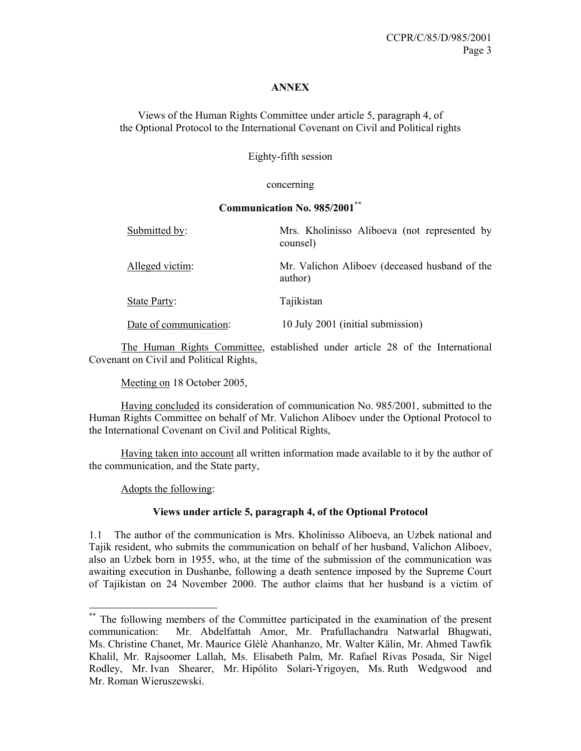**ANNEX**

Views of the Human Rights Committee under article 5, paragraph 4, of the Optional Protocol to the International Covenant on Civil and Political rights

Eighty-fifth session

concerning

**Communication No. 985/2001**[**]

| | |
|---|---|
| Submitted by: | Mrs. Kholinisso Aliboeva (not represented by counsel) |
| Alleged victim: | Mr. Valichon Aliboev (deceased husband of the author) |
| State Party: | Tajikistan |
| Date of communication: | 10 July 2001 (initial submission) |

The Human Rights Committee, established under article 28 of the International Covenant on Civil and Political Rights,

Meeting on 18 October 2005,

Having concluded its consideration of communication No. 985/2001, submitted to the Human Rights Committee on behalf of Mr. Valichon Aliboev under the Optional Protocol to the International Covenant on Civil and Political Rights,

Having taken into account all written information made available to it by the author of the communication, and the State party,

Adopts the following:

**Views under article 5, paragraph 4, of the Optional Protocol**

1.1 The author of the communication is Mrs. Kholinisso Aliboeva, an Uzbek national and Tajik resident, who submits the communication on behalf of her husband, Valichon Aliboev, also an Uzbek born in 1955, who, at the time of the submission of the communication was awaiting execution in Dushanbe, following a death sentence imposed by the Supreme Court of Tajikistan on 24 November 2000. The author claims that her husband is a victim of

---

[**] The following members of the Committee participated in the examination of the present communication: Mr. Abdelfattah Amor, Mr. Prafullachandra Natwarlal Bhagwati, Ms. Christine Chanet, Mr. Maurice Glèlè Ahanhanzo, Mr. Walter Kälin, Mr. Ahmed Tawfik Khalil, Mr. Rajsoomer Lallah, Ms. Elisabeth Palm, Mr. Rafael Rivas Posada, Sir Nigel Rodley, Mr. Ivan Shearer, Mr. Hipólito Solari-Yrigoyen, Ms. Ruth Wedgwood and Mr. Roman Wieruszewski.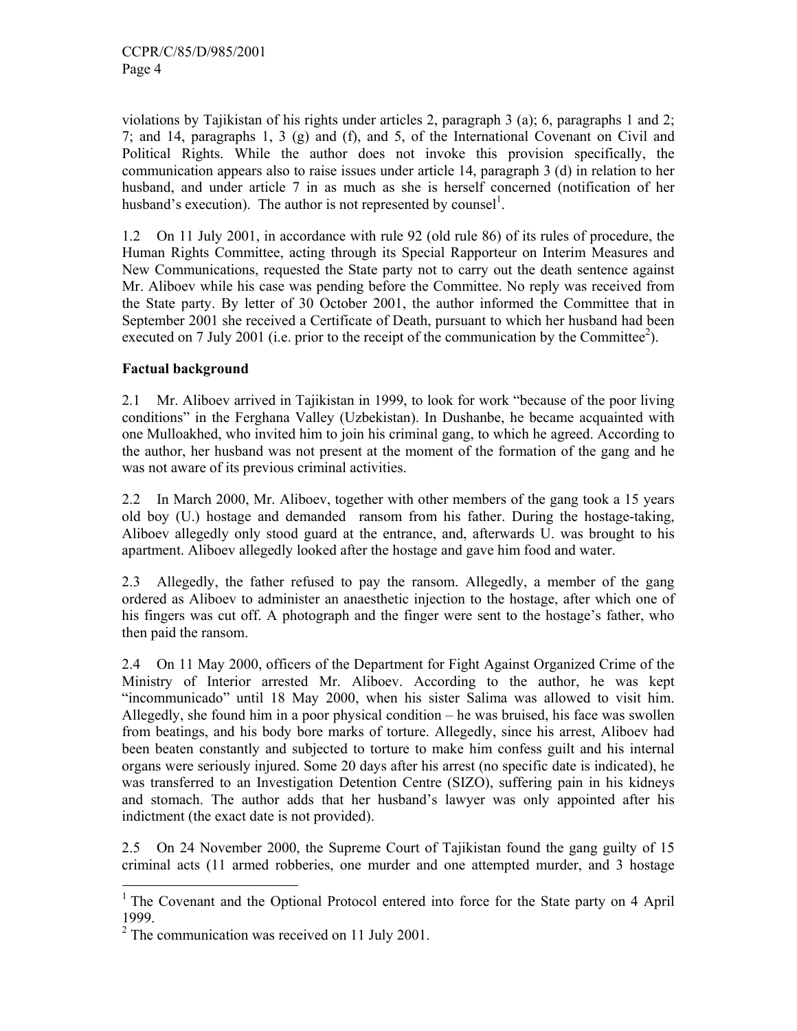violations by Tajikistan of his rights under articles 2, paragraph 3 (a); 6, paragraphs 1 and 2; 7; and 14, paragraphs 1, 3 (g) and (f), and 5, of the International Covenant on Civil and Political Rights. While the author does not invoke this provision specifically, the communication appears also to raise issues under article 14, paragraph 3 (d) in relation to her husband, and under article 7 in as much as she is herself concerned (notification of her husband's execution). The author is not represented by counsel[1].

1.2 On 11 July 2001, in accordance with rule 92 (old rule 86) of its rules of procedure, the Human Rights Committee, acting through its Special Rapporteur on Interim Measures and New Communications, requested the State party not to carry out the death sentence against Mr. Aliboev while his case was pending before the Committee. No reply was received from the State party. By letter of 30 October 2001, the author informed the Committee that in September 2001 she received a Certificate of Death, pursuant to which her husband had been executed on 7 July 2001 (i.e. prior to the receipt of the communication by the Committee[2]).

**Factual background**

2.1 Mr. Aliboev arrived in Tajikistan in 1999, to look for work "because of the poor living conditions" in the Ferghana Valley (Uzbekistan). In Dushanbe, he became acquainted with one Mulloakhed, who invited him to join his criminal gang, to which he agreed. According to the author, her husband was not present at the moment of the formation of the gang and he was not aware of its previous criminal activities.

2.2 In March 2000, Mr. Aliboev, together with other members of the gang took a 15 years old boy (U.) hostage and demanded ransom from his father. During the hostage-taking, Aliboev allegedly only stood guard at the entrance, and, afterwards U. was brought to his apartment. Aliboev allegedly looked after the hostage and gave him food and water.

2.3 Allegedly, the father refused to pay the ransom. Allegedly, a member of the gang ordered as Aliboev to administer an anaesthetic injection to the hostage, after which one of his fingers was cut off. A photograph and the finger were sent to the hostage's father, who then paid the ransom.

2.4 On 11 May 2000, officers of the Department for Fight Against Organized Crime of the Ministry of Interior arrested Mr. Aliboev. According to the author, he was kept "incommunicado" until 18 May 2000, when his sister Salima was allowed to visit him. Allegedly, she found him in a poor physical condition – he was bruised, his face was swollen from beatings, and his body bore marks of torture. Allegedly, since his arrest, Aliboev had been beaten constantly and subjected to torture to make him confess guilt and his internal organs were seriously injured. Some 20 days after his arrest (no specific date is indicated), he was transferred to an Investigation Detention Centre (SIZO), suffering pain in his kidneys and stomach. The author adds that her husband's lawyer was only appointed after his indictment (the exact date is not provided).

2.5 On 24 November 2000, the Supreme Court of Tajikistan found the gang guilty of 15 criminal acts (11 armed robberies, one murder and one attempted murder, and 3 hostage

---

[1] The Covenant and the Optional Protocol entered into force for the State party on 4 April 1999.

[2] The communication was received on 11 July 2001.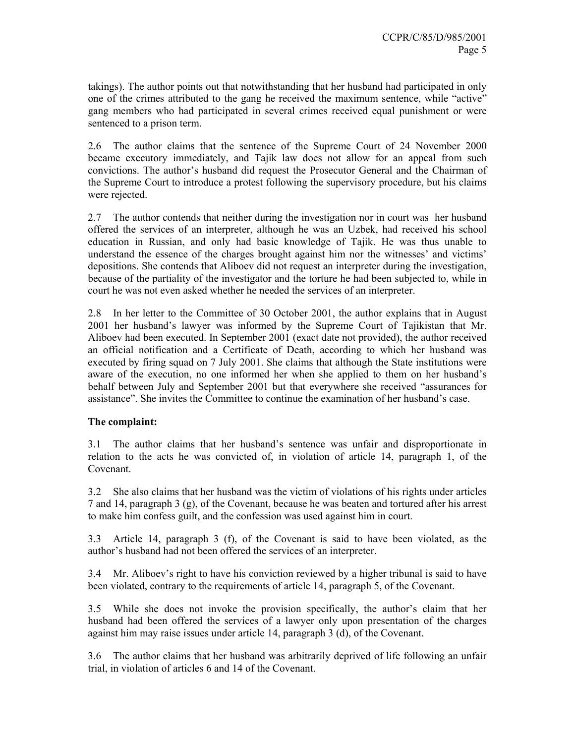takings). The author points out that notwithstanding that her husband had participated in only one of the crimes attributed to the gang he received the maximum sentence, while "active" gang members who had participated in several crimes received equal punishment or were sentenced to a prison term.

2.6 The author claims that the sentence of the Supreme Court of 24 November 2000 became executory immediately, and Tajik law does not allow for an appeal from such convictions. The author's husband did request the Prosecutor General and the Chairman of the Supreme Court to introduce a protest following the supervisory procedure, but his claims were rejected.

2.7 The author contends that neither during the investigation nor in court was her husband offered the services of an interpreter, although he was an Uzbek, had received his school education in Russian, and only had basic knowledge of Tajik. He was thus unable to understand the essence of the charges brought against him nor the witnesses' and victims' depositions. She contends that Aliboev did not request an interpreter during the investigation, because of the partiality of the investigator and the torture he had been subjected to, while in court he was not even asked whether he needed the services of an interpreter.

2.8 In her letter to the Committee of 30 October 2001, the author explains that in August 2001 her husband's lawyer was informed by the Supreme Court of Tajikistan that Mr. Aliboev had been executed. In September 2001 (exact date not provided), the author received an official notification and a Certificate of Death, according to which her husband was executed by firing squad on 7 July 2001. She claims that although the State institutions were aware of the execution, no one informed her when she applied to them on her husband's behalf between July and September 2001 but that everywhere she received "assurances for assistance". She invites the Committee to continue the examination of her husband's case.

**The complaint:**

3.1 The author claims that her husband's sentence was unfair and disproportionate in relation to the acts he was convicted of, in violation of article 14, paragraph 1, of the Covenant.

3.2 She also claims that her husband was the victim of violations of his rights under articles 7 and 14, paragraph 3 (g), of the Covenant, because he was beaten and tortured after his arrest to make him confess guilt, and the confession was used against him in court.

3.3 Article 14, paragraph 3 (f), of the Covenant is said to have been violated, as the author's husband had not been offered the services of an interpreter.

3.4 Mr. Aliboev's right to have his conviction reviewed by a higher tribunal is said to have been violated, contrary to the requirements of article 14, paragraph 5, of the Covenant.

3.5 While she does not invoke the provision specifically, the author's claim that her husband had been offered the services of a lawyer only upon presentation of the charges against him may raise issues under article 14, paragraph 3 (d), of the Covenant.

3.6 The author claims that her husband was arbitrarily deprived of life following an unfair trial, in violation of articles 6 and 14 of the Covenant.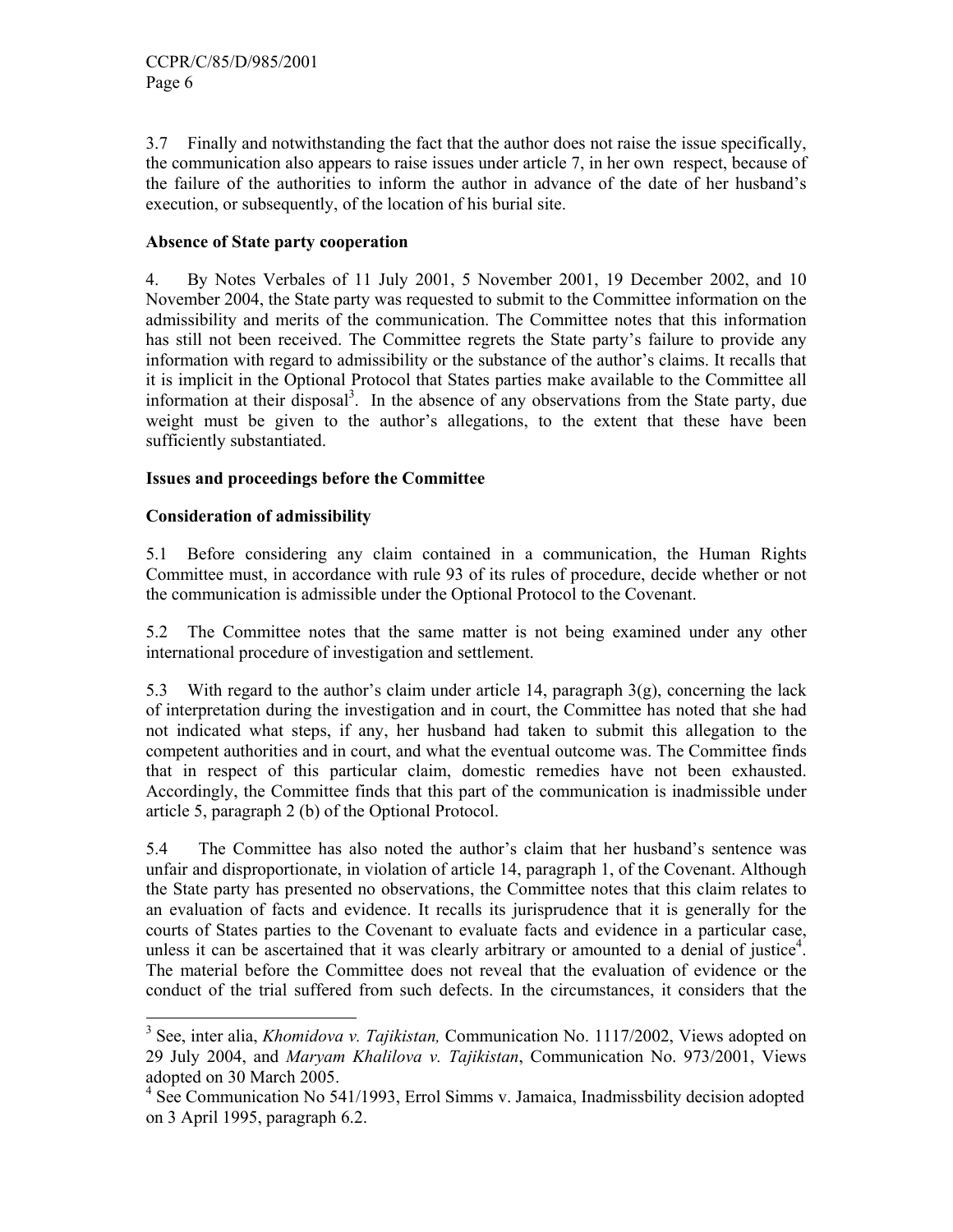3.7 Finally and notwithstanding the fact that the author does not raise the issue specifically, the communication also appears to raise issues under article 7, in her own respect, because of the failure of the authorities to inform the author in advance of the date of her husband's execution, or subsequently, of the location of his burial site.

**Absence of State party cooperation**

4. By Notes Verbales of 11 July 2001, 5 November 2001, 19 December 2002, and 10 November 2004, the State party was requested to submit to the Committee information on the admissibility and merits of the communication. The Committee notes that this information has still not been received. The Committee regrets the State party's failure to provide any information with regard to admissibility or the substance of the author's claims. It recalls that it is implicit in the Optional Protocol that States parties make available to the Committee all information at their disposal[3]. In the absence of any observations from the State party, due weight must be given to the author's allegations, to the extent that these have been sufficiently substantiated.

**Issues and proceedings before the Committee**

**Consideration of admissibility**

5.1 Before considering any claim contained in a communication, the Human Rights Committee must, in accordance with rule 93 of its rules of procedure, decide whether or not the communication is admissible under the Optional Protocol to the Covenant.

5.2 The Committee notes that the same matter is not being examined under any other international procedure of investigation and settlement.

5.3 With regard to the author's claim under article 14, paragraph 3(g), concerning the lack of interpretation during the investigation and in court, the Committee has noted that she had not indicated what steps, if any, her husband had taken to submit this allegation to the competent authorities and in court, and what the eventual outcome was. The Committee finds that in respect of this particular claim, domestic remedies have not been exhausted. Accordingly, the Committee finds that this part of the communication is inadmissible under article 5, paragraph 2 (b) of the Optional Protocol.

5.4 The Committee has also noted the author's claim that her husband's sentence was unfair and disproportionate, in violation of article 14, paragraph 1, of the Covenant. Although the State party has presented no observations, the Committee notes that this claim relates to an evaluation of facts and evidence. It recalls its jurisprudence that it is generally for the courts of States parties to the Covenant to evaluate facts and evidence in a particular case, unless it can be ascertained that it was clearly arbitrary or amounted to a denial of justice[4]. The material before the Committee does not reveal that the evaluation of evidence or the conduct of the trial suffered from such defects. In the circumstances, it considers that the

---

[3] See, inter alia, *Khomidova v. Tajikistan,* Communication No. 1117/2002, Views adopted on 29 July 2004, and *Maryam Khalilova v. Tajikistan*, Communication No. 973/2001, Views adopted on 30 March 2005.

[4] See Communication No 541/1993, Errol Simms v. Jamaica, Inadmissbility decision adopted on 3 April 1995, paragraph 6.2.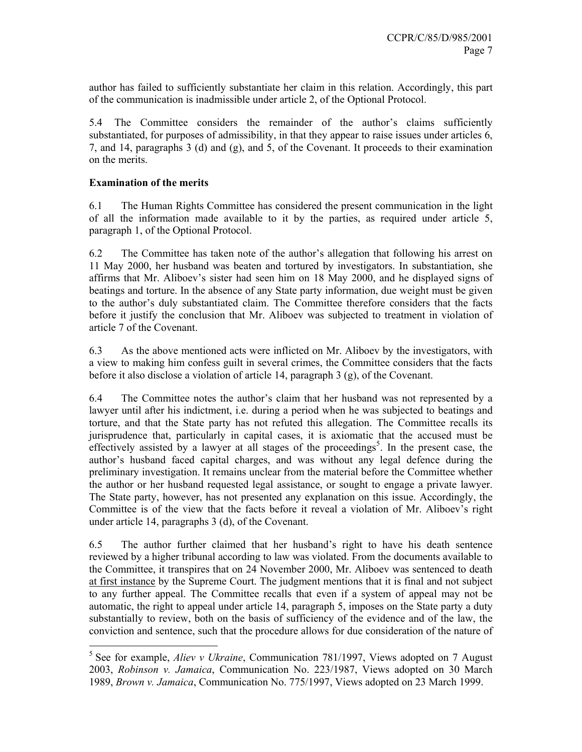author has failed to sufficiently substantiate her claim in this relation. Accordingly, this part of the communication is inadmissible under article 2, of the Optional Protocol.

5.4 The Committee considers the remainder of the author's claims sufficiently substantiated, for purposes of admissibility, in that they appear to raise issues under articles 6, 7, and 14, paragraphs 3 (d) and (g), and 5, of the Covenant. It proceeds to their examination on the merits.

**Examination of the merits**

6.1 The Human Rights Committee has considered the present communication in the light of all the information made available to it by the parties, as required under article 5, paragraph 1, of the Optional Protocol.

6.2 The Committee has taken note of the author's allegation that following his arrest on 11 May 2000, her husband was beaten and tortured by investigators. In substantiation, she affirms that Mr. Aliboev's sister had seen him on 18 May 2000, and he displayed signs of beatings and torture. In the absence of any State party information, due weight must be given to the author's duly substantiated claim. The Committee therefore considers that the facts before it justify the conclusion that Mr. Aliboev was subjected to treatment in violation of article 7 of the Covenant.

6.3 As the above mentioned acts were inflicted on Mr. Aliboev by the investigators, with a view to making him confess guilt in several crimes, the Committee considers that the facts before it also disclose a violation of article 14, paragraph 3 (g), of the Covenant.

6.4 The Committee notes the author's claim that her husband was not represented by a lawyer until after his indictment, i.e. during a period when he was subjected to beatings and torture, and that the State party has not refuted this allegation. The Committee recalls its jurisprudence that, particularly in capital cases, it is axiomatic that the accused must be effectively assisted by a lawyer at all stages of the proceedings[5]. In the present case, the author's husband faced capital charges, and was without any legal defence during the preliminary investigation. It remains unclear from the material before the Committee whether the author or her husband requested legal assistance, or sought to engage a private lawyer. The State party, however, has not presented any explanation on this issue. Accordingly, the Committee is of the view that the facts before it reveal a violation of Mr. Aliboev's right under article 14, paragraphs 3 (d), of the Covenant.

6.5 The author further claimed that her husband's right to have his death sentence reviewed by a higher tribunal according to law was violated. From the documents available to the Committee, it transpires that on 24 November 2000, Mr. Aliboev was sentenced to death <u>at first instance</u> by the Supreme Court. The judgment mentions that it is final and not subject to any further appeal. The Committee recalls that even if a system of appeal may not be automatic, the right to appeal under article 14, paragraph 5, imposes on the State party a duty substantially to review, both on the basis of sufficiency of the evidence and of the law, the conviction and sentence, such that the procedure allows for due consideration of the nature of

---

[5] See for example, *Aliev v Ukraine*, Communication 781/1997, Views adopted on 7 August 2003, *Robinson v. Jamaica*, Communication No. 223/1987, Views adopted on 30 March 1989, *Brown v. Jamaica*, Communication No. 775/1997, Views adopted on 23 March 1999.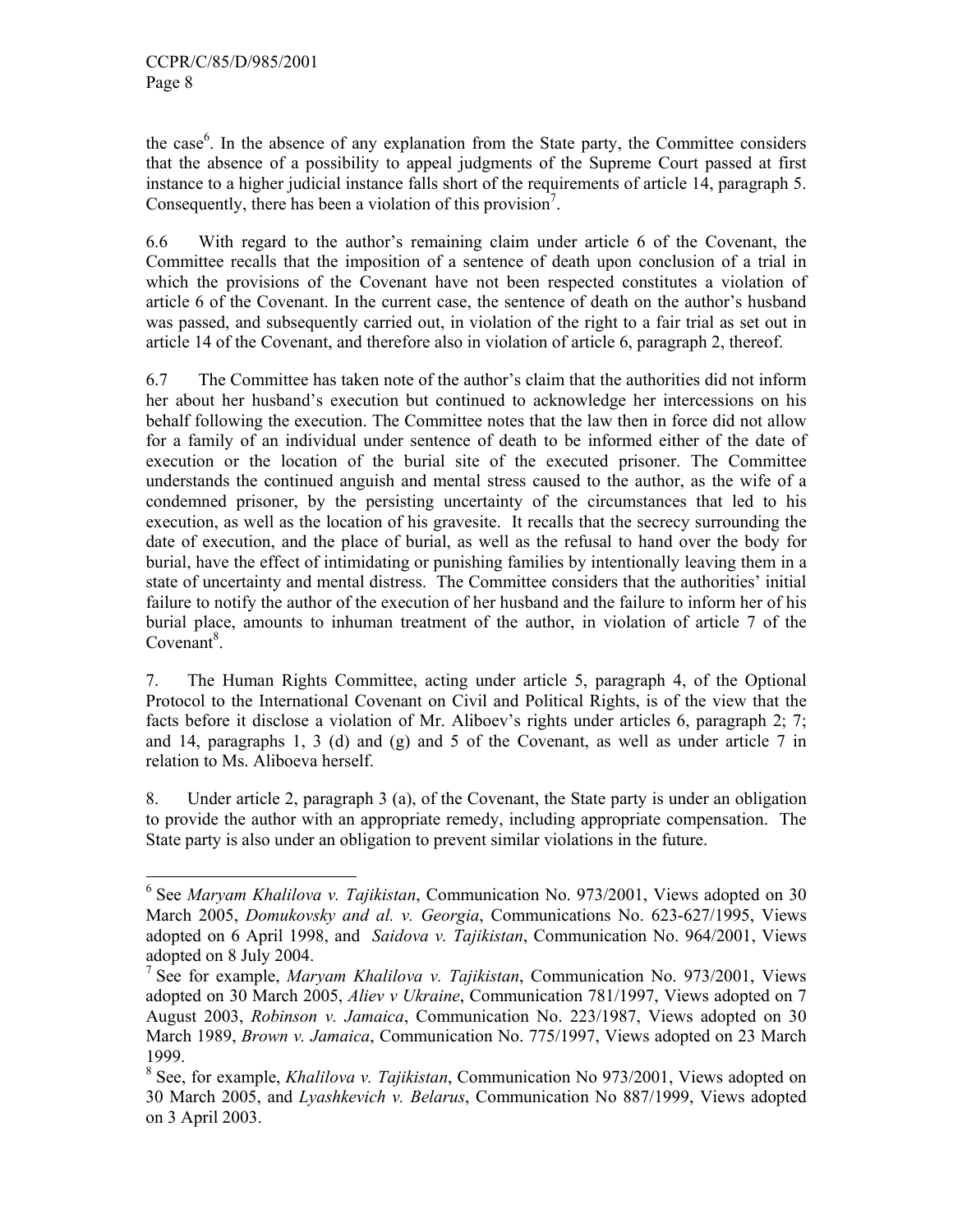the case[6]. In the absence of any explanation from the State party, the Committee considers that the absence of a possibility to appeal judgments of the Supreme Court passed at first instance to a higher judicial instance falls short of the requirements of article 14, paragraph 5. Consequently, there has been a violation of this provision[7].

6.6 With regard to the author's remaining claim under article 6 of the Covenant, the Committee recalls that the imposition of a sentence of death upon conclusion of a trial in which the provisions of the Covenant have not been respected constitutes a violation of article 6 of the Covenant. In the current case, the sentence of death on the author's husband was passed, and subsequently carried out, in violation of the right to a fair trial as set out in article 14 of the Covenant, and therefore also in violation of article 6, paragraph 2, thereof.

6.7 The Committee has taken note of the author's claim that the authorities did not inform her about her husband's execution but continued to acknowledge her intercessions on his behalf following the execution. The Committee notes that the law then in force did not allow for a family of an individual under sentence of death to be informed either of the date of execution or the location of the burial site of the executed prisoner. The Committee understands the continued anguish and mental stress caused to the author, as the wife of a condemned prisoner, by the persisting uncertainty of the circumstances that led to his execution, as well as the location of his gravesite. It recalls that the secrecy surrounding the date of execution, and the place of burial, as well as the refusal to hand over the body for burial, have the effect of intimidating or punishing families by intentionally leaving them in a state of uncertainty and mental distress. The Committee considers that the authorities' initial failure to notify the author of the execution of her husband and the failure to inform her of his burial place, amounts to inhuman treatment of the author, in violation of article 7 of the Covenant[8].

7. The Human Rights Committee, acting under article 5, paragraph 4, of the Optional Protocol to the International Covenant on Civil and Political Rights, is of the view that the facts before it disclose a violation of Mr. Aliboev's rights under articles 6, paragraph 2; 7; and 14, paragraphs 1, 3 (d) and (g) and 5 of the Covenant, as well as under article 7 in relation to Ms. Aliboeva herself.

8. Under article 2, paragraph 3 (a), of the Covenant, the State party is under an obligation to provide the author with an appropriate remedy, including appropriate compensation. The State party is also under an obligation to prevent similar violations in the future.

---

[6] See *Maryam Khalilova v. Tajikistan*, Communication No. 973/2001, Views adopted on 30 March 2005, *Domukovsky and al. v. Georgia*, Communications No. 623-627/1995, Views adopted on 6 April 1998, and *Saidova v. Tajikistan*, Communication No. 964/2001, Views adopted on 8 July 2004.

[7] See for example, *Maryam Khalilova v. Tajikistan*, Communication No. 973/2001, Views adopted on 30 March 2005, *Aliev v Ukraine*, Communication 781/1997, Views adopted on 7 August 2003, *Robinson v. Jamaica*, Communication No. 223/1987, Views adopted on 30 March 1989, *Brown v. Jamaica*, Communication No. 775/1997, Views adopted on 23 March 1999.

[8] See, for example, *Khalilova v. Tajikistan*, Communication No 973/2001, Views adopted on 30 March 2005, and *Lyashkevich v. Belarus*, Communication No 887/1999, Views adopted on 3 April 2003.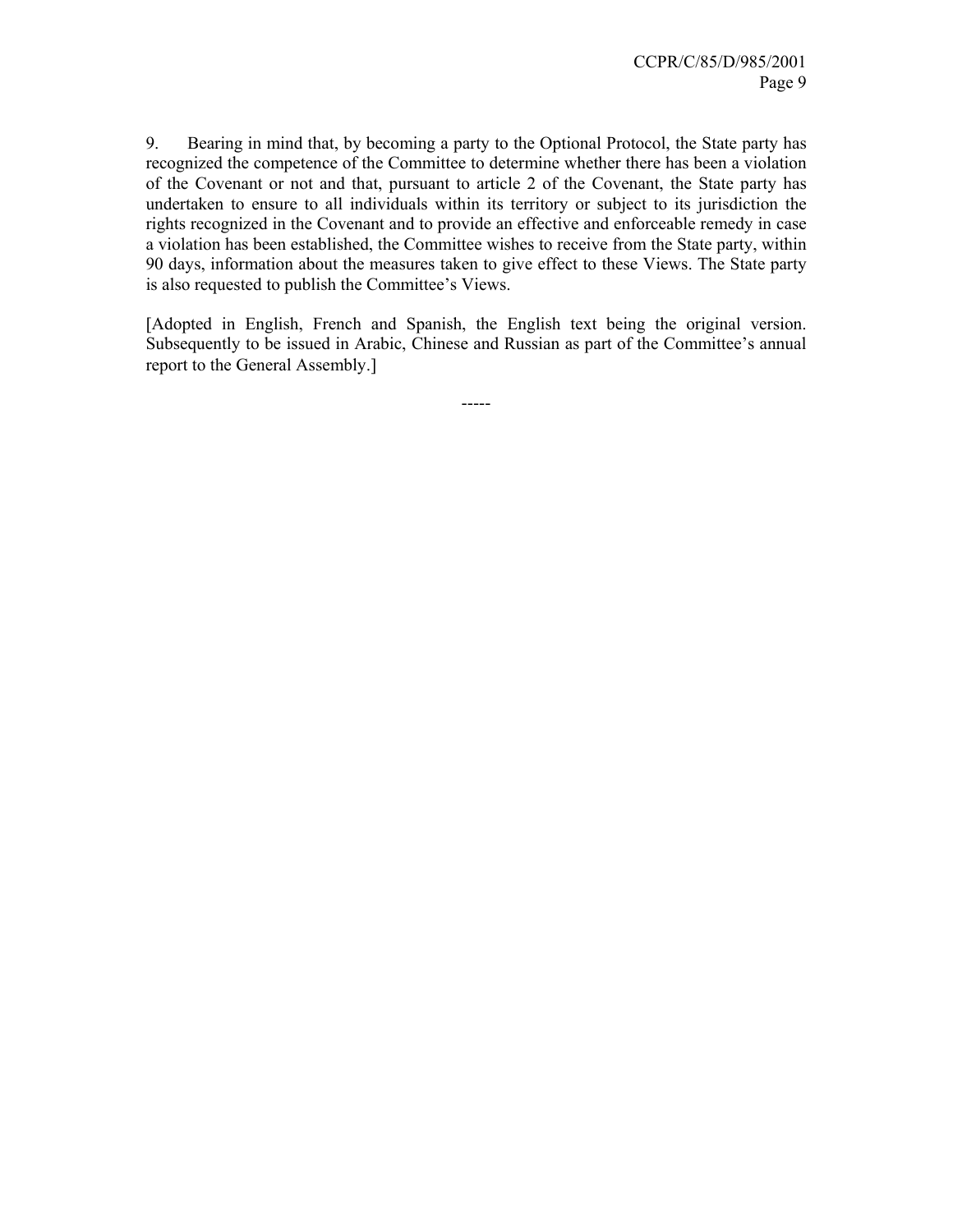9. Bearing in mind that, by becoming a party to the Optional Protocol, the State party has recognized the competence of the Committee to determine whether there has been a violation of the Covenant or not and that, pursuant to article 2 of the Covenant, the State party has undertaken to ensure to all individuals within its territory or subject to its jurisdiction the rights recognized in the Covenant and to provide an effective and enforceable remedy in case a violation has been established, the Committee wishes to receive from the State party, within 90 days, information about the measures taken to give effect to these Views. The State party is also requested to publish the Committee's Views.

[Adopted in English, French and Spanish, the English text being the original version. Subsequently to be issued in Arabic, Chinese and Russian as part of the Committee's annual report to the General Assembly.]

-----